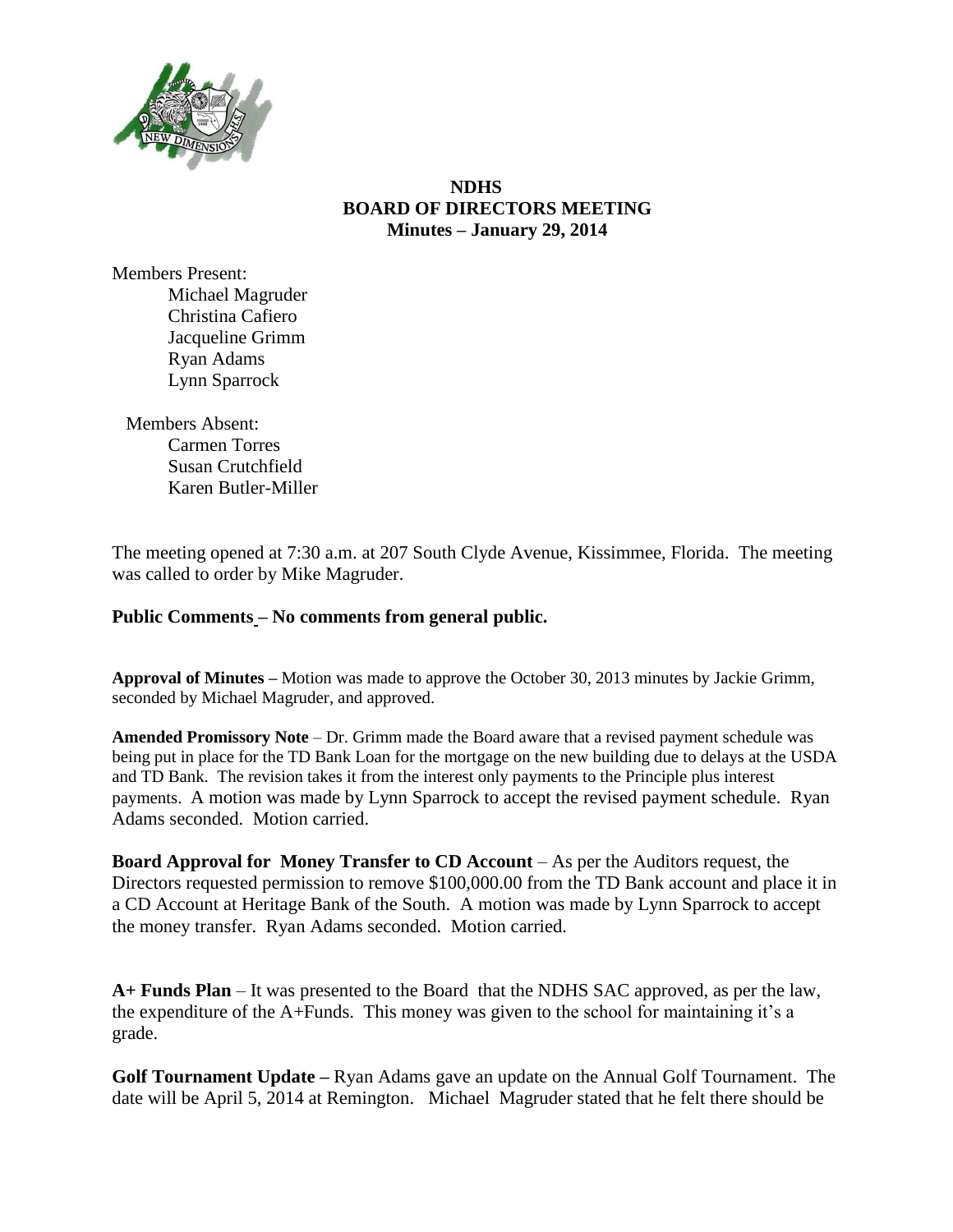# NDHS
## BOARD OF DIRECTORS MEETING
### Minutes – January 29, 2014

Members Present:
- Michael Magruder
- Christina Cafiero
- Jacqueline Grimm
- Ryan Adams
- Lynn Sparrock

Members Absent:
- Carmen Torres
- Susan Crutchfield
- Karen Butler-Miller

The meeting opened at 7:30 a.m. at 207 South Clyde Avenue, Kissimmee, Florida. The meeting was called to order by Mike Magruder.

**Public Comments – No comments from general public.**

**Approval of Minutes –** Motion was made to approve the October 30, 2013 minutes by Jackie Grimm, seconded by Michael Magruder, and approved.

**Amended Promissory Note** – Dr. Grimm made the Board aware that a revised payment schedule was being put in place for the TD Bank Loan for the mortgage on the new building due to delays at the USDA and TD Bank. The revision takes it from the interest only payments to the Principle plus interest payments. A motion was made by Lynn Sparrock to accept the revised payment schedule. Ryan Adams seconded. Motion carried.

**Board Approval for Money Transfer to CD Account** – As per the Auditors request, the Directors requested permission to remove $100,000.00 from the TD Bank account and place it in a CD Account at Heritage Bank of the South. A motion was made by Lynn Sparrock to accept the money transfer. Ryan Adams seconded. Motion carried.

**A+ Funds Plan** – It was presented to the Board that the NDHS SAC approved, as per the law, the expenditure of the A+Funds. This money was given to the school for maintaining it's a grade.

**Golf Tournament Update –** Ryan Adams gave an update on the Annual Golf Tournament. The date will be April 5, 2014 at Remington. Michael Magruder stated that he felt there should be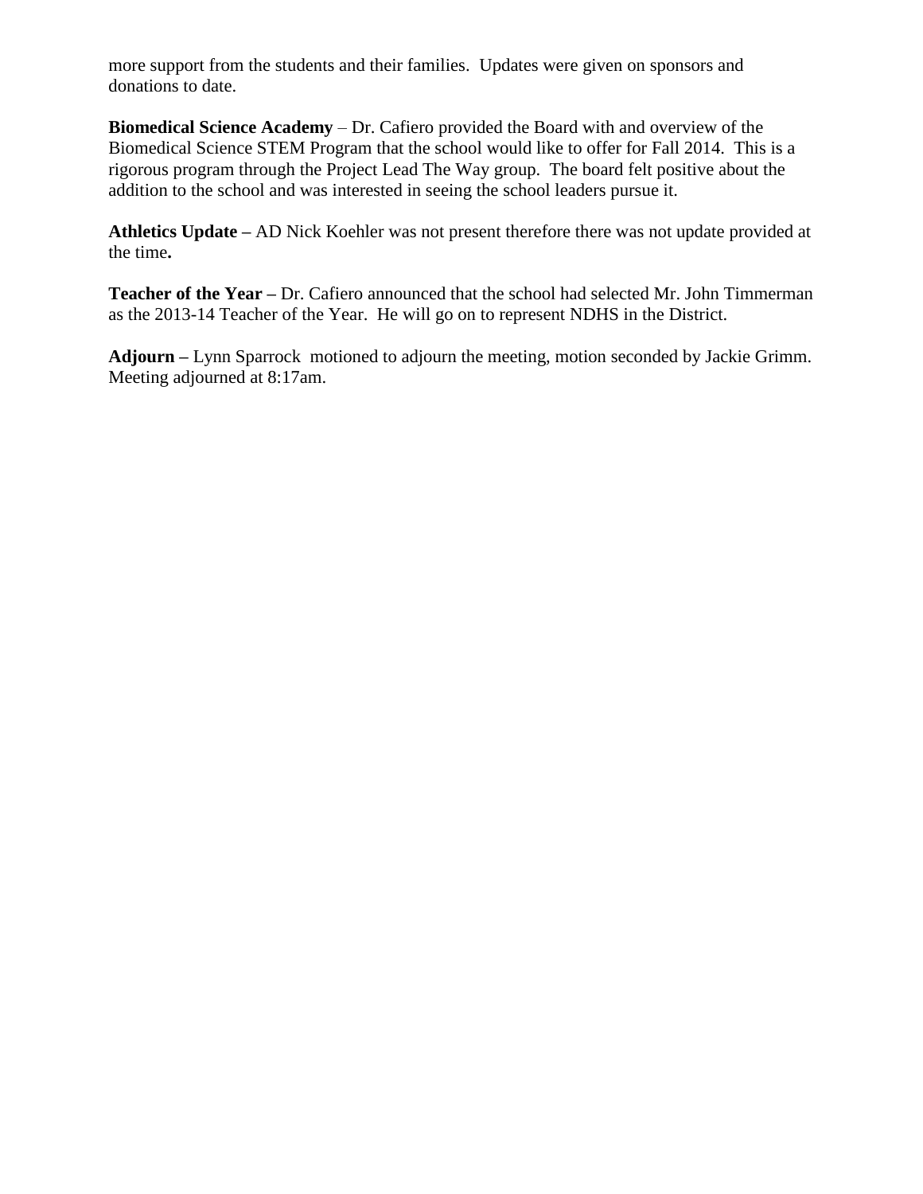more support from the students and their families. Updates were given on sponsors and donations to date.

**Biomedical Science Academy** – Dr. Cafiero provided the Board with and overview of the Biomedical Science STEM Program that the school would like to offer for Fall 2014. This is a rigorous program through the Project Lead The Way group. The board felt positive about the addition to the school and was interested in seeing the school leaders pursue it.

**Athletics Update –** AD Nick Koehler was not present therefore there was not update provided at the time**.**

**Teacher of the Year –** Dr. Cafiero announced that the school had selected Mr. John Timmerman as the 2013-14 Teacher of the Year. He will go on to represent NDHS in the District.

**Adjourn –** Lynn Sparrock motioned to adjourn the meeting, motion seconded by Jackie Grimm. Meeting adjourned at 8:17am.